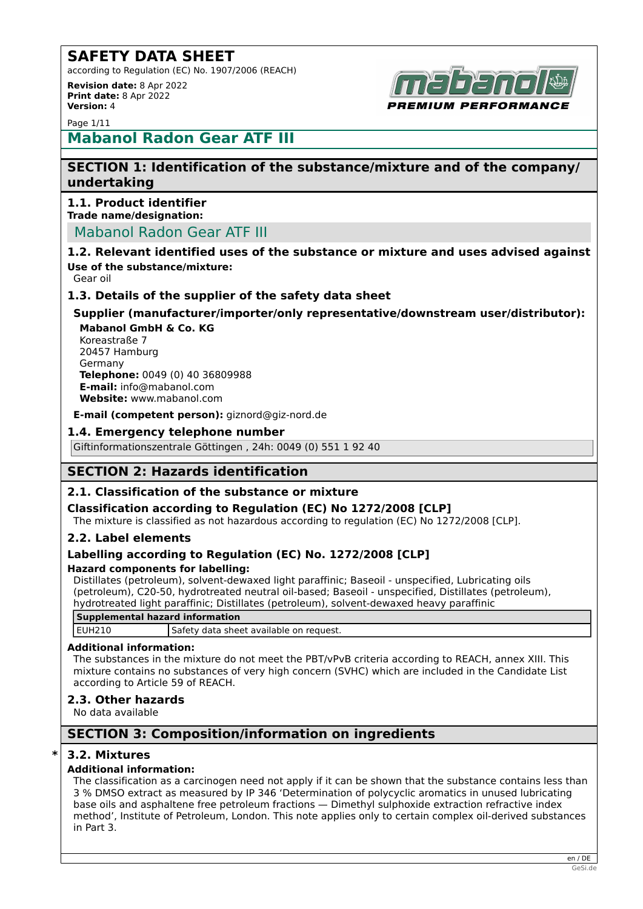# SAFETY DATA SHEET

according to Regulation (EC) No. 1907/2006 (REACH)

**Revision date:** 8 Apr 2022
**Print date:** 8 Apr 2022
**Version:** 4

## Mabanol Radon Gear ATF III

## SECTION 1: Identification of the substance/mixture and of the company/undertaking

### 1.1. Product identifier

**Trade name/designation:**

Mabanol Radon Gear ATF III

### 1.2. Relevant identified uses of the substance or mixture and uses advised against

**Use of the substance/mixture:**

Gear oil

### 1.3. Details of the supplier of the safety data sheet

**Supplier (manufacturer/importer/only representative/downstream user/distributor):**

**Mabanol GmbH & Co. KG**
Koreastraße 7
20457 Hamburg
Germany
**Telephone:** 0049 (0) 40 36809988
**E-mail:** info@mabanol.com
**Website:** www.mabanol.com

**E-mail (competent person):** giznord@giz-nord.de

### 1.4. Emergency telephone number

Giftinformationszentrale Göttingen , 24h: 0049 (0) 551 1 92 40

## SECTION 2: Hazards identification

### 2.1. Classification of the substance or mixture

**Classification according to Regulation (EC) No 1272/2008 [CLP]**

The mixture is classified as not hazardous according to regulation (EC) No 1272/2008 [CLP].

### 2.2. Label elements

**Labelling according to Regulation (EC) No. 1272/2008 [CLP]**

**Hazard components for labelling:**

Distillates (petroleum), solvent-dewaxed light paraffinic; Baseoil - unspecified, Lubricating oils (petroleum), C20-50, hydrotreated neutral oil-based; Baseoil - unspecified, Distillates (petroleum), hydrotreated light paraffinic; Distillates (petroleum), solvent-dewaxed heavy paraffinic

| Supplemental hazard information | |
|---|---|
| EUH210 | Safety data sheet available on request. |

**Additional information:**

The substances in the mixture do not meet the PBT/vPvB criteria according to REACH, annex XIII. This mixture contains no substances of very high concern (SVHC) which are included in the Candidate List according to Article 59 of REACH.

### 2.3. Other hazards

No data available

## SECTION 3: Composition/information on ingredients

### * 3.2. Mixtures

**Additional information:**

The classification as a carcinogen need not apply if it can be shown that the substance contains less than 3 % DMSO extract as measured by IP 346 'Determination of polycyclic aromatics in unused lubricating base oils and asphaltene free petroleum fractions — Dimethyl sulphoxide extraction refractive index method', Institute of Petroleum, London. This note applies only to certain complex oil-derived substances in Part 3.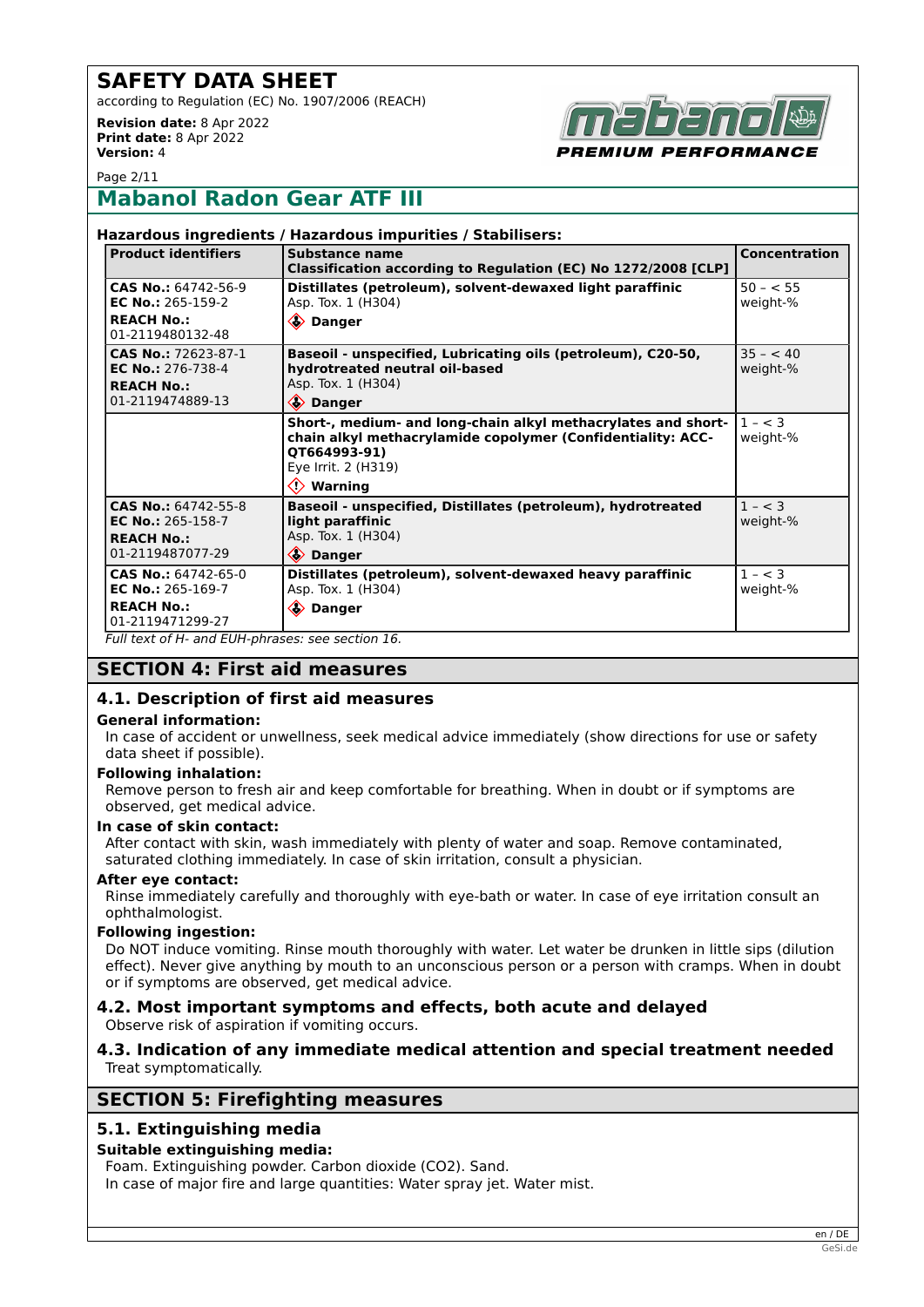**Hazardous ingredients / Hazardous impurities / Stabilisers:**

| Product identifiers | Substance name<br>Classification according to Regulation (EC) No 1272/2008 [CLP] | Concentration |
|---|---|---|
| **CAS No.:** 64742-56-9<br>**EC No.:** 265-159-2<br>**REACH No.:**<br>01-2119480132-48 | **Distillates (petroleum), solvent-dewaxed light paraffinic**<br>Asp. Tox. 1 (H304)<br>**Danger** | 50 – < 55 weight-% |
| **CAS No.:** 72623-87-1<br>**EC No.:** 276-738-4<br>**REACH No.:**<br>01-2119474889-13 | **Baseoil - unspecified, Lubricating oils (petroleum), C20-50, hydrotreated neutral oil-based**<br>Asp. Tox. 1 (H304)<br>**Danger** | 35 – < 40 weight-% |
| | **Short-, medium- and long-chain alkyl methacrylates and short-chain alkyl methacrylamide copolymer (Confidentiality: ACC-QT664993-91)**<br>Eye Irrit. 2 (H319)<br>**Warning** | 1 – < 3 weight-% |
| **CAS No.:** 64742-55-8<br>**EC No.:** 265-158-7<br>**REACH No.:**<br>01-2119487077-29 | **Baseoil - unspecified, Distillates (petroleum), hydrotreated light paraffinic**<br>Asp. Tox. 1 (H304)<br>**Danger** | 1 – < 3 weight-% |
| **CAS No.:** 64742-65-0<br>**EC No.:** 265-169-7<br>**REACH No.:**<br>01-2119471299-27 | **Distillates (petroleum), solvent-dewaxed heavy paraffinic**<br>Asp. Tox. 1 (H304)<br>**Danger** | 1 – < 3 weight-% |

*Full text of H- and EUH-phrases: see section 16.*

## SECTION 4: First aid measures

### 4.1. Description of first aid measures

**General information:**

In case of accident or unwellness, seek medical advice immediately (show directions for use or safety data sheet if possible).

**Following inhalation:**

Remove person to fresh air and keep comfortable for breathing. When in doubt or if symptoms are observed, get medical advice.

**In case of skin contact:**

After contact with skin, wash immediately with plenty of water and soap. Remove contaminated, saturated clothing immediately. In case of skin irritation, consult a physician.

**After eye contact:**

Rinse immediately carefully and thoroughly with eye-bath or water. In case of eye irritation consult an ophthalmologist.

**Following ingestion:**

Do NOT induce vomiting. Rinse mouth thoroughly with water. Let water be drunken in little sips (dilution effect). Never give anything by mouth to an unconscious person or a person with cramps. When in doubt or if symptoms are observed, get medical advice.

### 4.2. Most important symptoms and effects, both acute and delayed

Observe risk of aspiration if vomiting occurs.

### 4.3. Indication of any immediate medical attention and special treatment needed

Treat symptomatically.

## SECTION 5: Firefighting measures

### 5.1. Extinguishing media

**Suitable extinguishing media:**

Foam. Extinguishing powder. Carbon dioxide ($CO_2$). Sand.
In case of major fire and large quantities: Water spray jet. Water mist.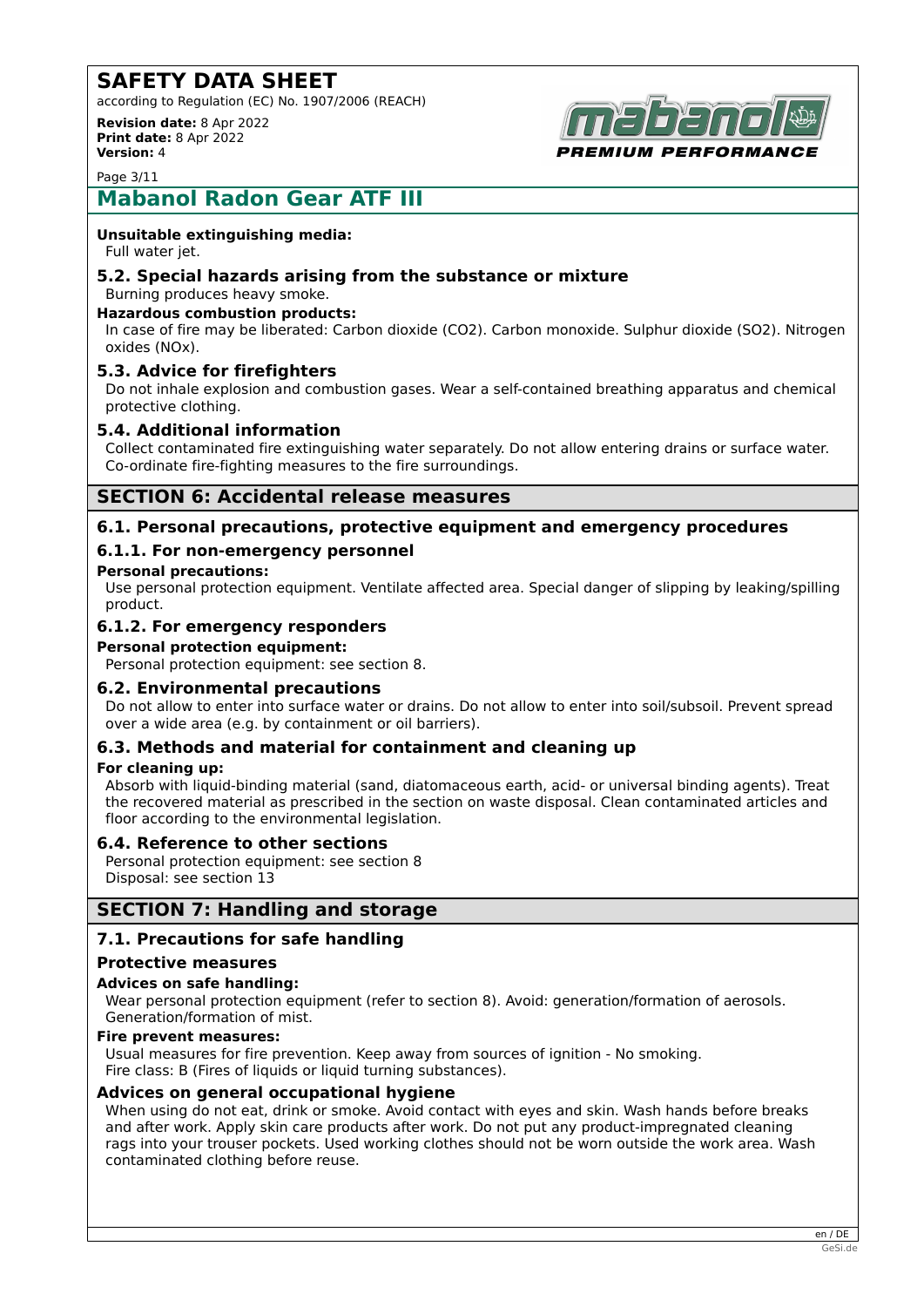**Unsuitable extinguishing media:**

Full water jet.

### 5.2. Special hazards arising from the substance or mixture

Burning produces heavy smoke.

**Hazardous combustion products:**

In case of fire may be liberated: Carbon dioxide ($CO_2$). Carbon monoxide. Sulphur dioxide ($SO_2$). Nitrogen oxides ($NO_x$).

### 5.3. Advice for firefighters

Do not inhale explosion and combustion gases. Wear a self-contained breathing apparatus and chemical protective clothing.

### 5.4. Additional information

Collect contaminated fire extinguishing water separately. Do not allow entering drains or surface water. Co-ordinate fire-fighting measures to the fire surroundings.

## SECTION 6: Accidental release measures

### 6.1. Personal precautions, protective equipment and emergency procedures

### 6.1.1. For non-emergency personnel

**Personal precautions:**

Use personal protection equipment. Ventilate affected area. Special danger of slipping by leaking/spilling product.

### 6.1.2. For emergency responders

**Personal protection equipment:**

Personal protection equipment: see section 8.

### 6.2. Environmental precautions

Do not allow to enter into surface water or drains. Do not allow to enter into soil/subsoil. Prevent spread over a wide area (e.g. by containment or oil barriers).

### 6.3. Methods and material for containment and cleaning up

**For cleaning up:**

Absorb with liquid-binding material (sand, diatomaceous earth, acid- or universal binding agents). Treat the recovered material as prescribed in the section on waste disposal. Clean contaminated articles and floor according to the environmental legislation.

### 6.4. Reference to other sections

Personal protection equipment: see section 8
Disposal: see section 13

## SECTION 7: Handling and storage

### 7.1. Precautions for safe handling

#### Protective measures

**Advices on safe handling:**

Wear personal protection equipment (refer to section 8). Avoid: generation/formation of aerosols. Generation/formation of mist.

**Fire prevent measures:**

Usual measures for fire prevention. Keep away from sources of ignition - No smoking.
Fire class: B (Fires of liquids or liquid turning substances).

#### Advices on general occupational hygiene

When using do not eat, drink or smoke. Avoid contact with eyes and skin. Wash hands before breaks and after work. Apply skin care products after work. Do not put any product-impregnated cleaning rags into your trouser pockets. Used working clothes should not be worn outside the work area. Wash contaminated clothing before reuse.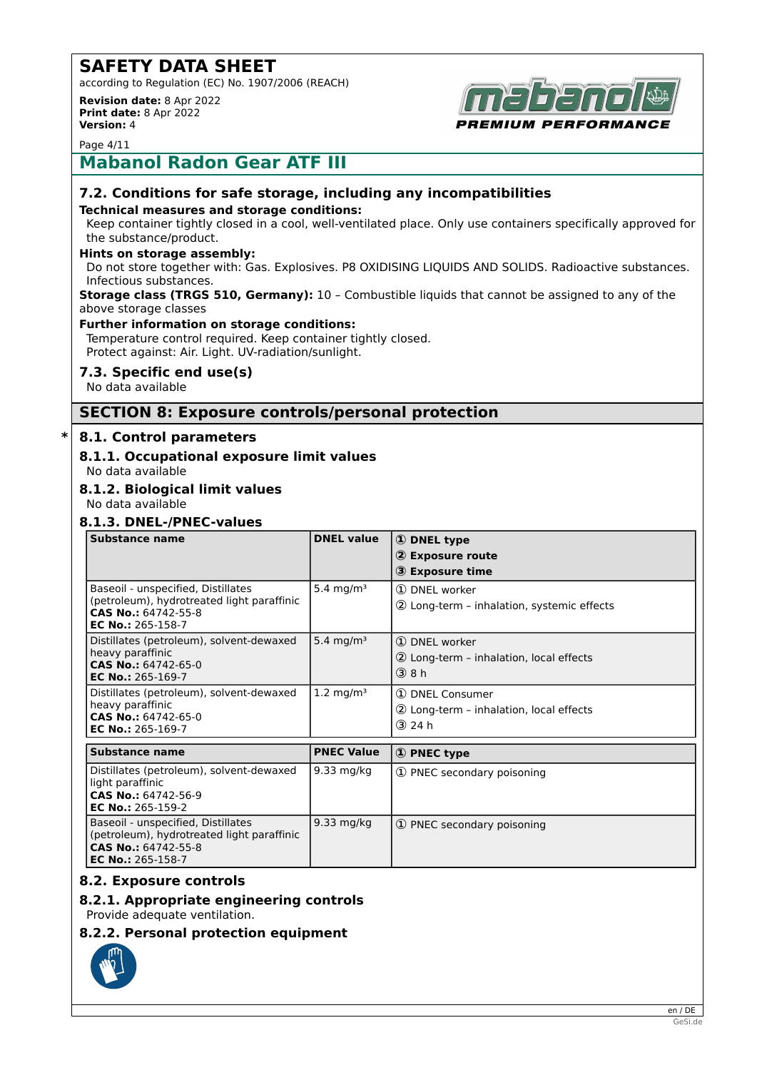## 7.2. Conditions for safe storage, including any incompatibilities

**Technical measures and storage conditions:**

Keep container tightly closed in a cool, well-ventilated place. Only use containers specifically approved for the substance/product.

**Hints on storage assembly:**

Do not store together with: Gas. Explosives. P8 OXIDISING LIQUIDS AND SOLIDS. Radioactive substances. Infectious substances.

**Storage class (TRGS 510, Germany):** 10 – Combustible liquids that cannot be assigned to any of the above storage classes

**Further information on storage conditions:**

Temperature control required. Keep container tightly closed.
Protect against: Air. Light. UV-radiation/sunlight.

## 7.3. Specific end use(s)

No data available

# SECTION 8: Exposure controls/personal protection

## * 8.1. Control parameters

### 8.1.1. Occupational exposure limit values

No data available

### 8.1.2. Biological limit values

No data available

### 8.1.3. DNEL-/PNEC-values

| Substance name | DNEL value | ① DNEL type ② Exposure route ③ Exposure time |
|---|---|---|
| Baseoil - unspecified, Distillates (petroleum), hydrotreated light paraffinic **CAS No.:** 64742-55-8 **EC No.:** 265-158-7 | 5.4 mg/m³ | ① DNEL worker ② Long-term – inhalation, systemic effects |
| Distillates (petroleum), solvent-dewaxed heavy paraffinic **CAS No.:** 64742-65-0 **EC No.:** 265-169-7 | 5.4 mg/m³ | ① DNEL worker ② Long-term – inhalation, local effects ③ 8 h |
| Distillates (petroleum), solvent-dewaxed heavy paraffinic **CAS No.:** 64742-65-0 **EC No.:** 265-169-7 | 1.2 mg/m³ | ① DNEL Consumer ② Long-term – inhalation, local effects ③ 24 h |

| Substance name | PNEC Value | ① PNEC type |
|---|---|---|
| Distillates (petroleum), solvent-dewaxed light paraffinic **CAS No.:** 64742-56-9 **EC No.:** 265-159-2 | 9.33 mg/kg | ① PNEC secondary poisoning |
| Baseoil - unspecified, Distillates (petroleum), hydrotreated light paraffinic **CAS No.:** 64742-55-8 **EC No.:** 265-158-7 | 9.33 mg/kg | ① PNEC secondary poisoning |

## 8.2. Exposure controls

### 8.2.1. Appropriate engineering controls

Provide adequate ventilation.

### 8.2.2. Personal protection equipment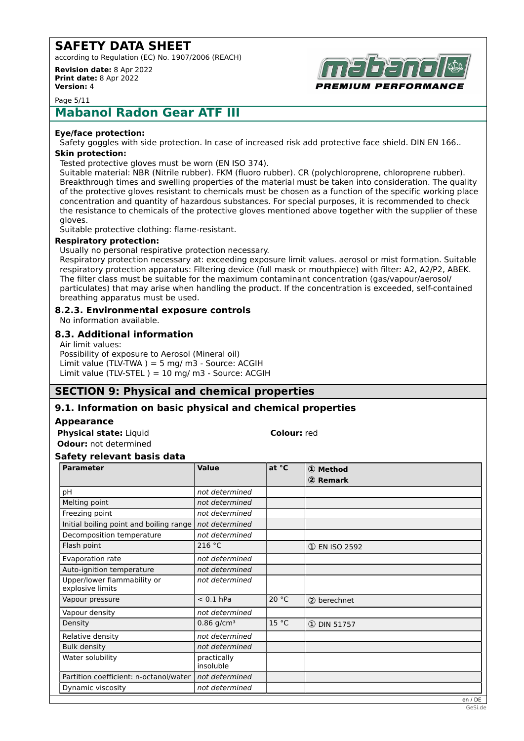**Eye/face protection:**

Safety goggles with side protection. In case of increased risk add protective face shield. DIN EN 166..

**Skin protection:**

Tested protective gloves must be worn (EN ISO 374).
Suitable material: NBR (Nitrile rubber). FKM (fluoro rubber). CR (polychloroprene, chloroprene rubber).
Breakthrough times and swelling properties of the material must be taken into consideration. The quality of the protective gloves resistant to chemicals must be chosen as a function of the specific working place concentration and quantity of hazardous substances. For special purposes, it is recommended to check the resistance to chemicals of the protective gloves mentioned above together with the supplier of these gloves.
Suitable protective clothing: flame-resistant.

**Respiratory protection:**

Usually no personal respirative protection necessary.
Respiratory protection necessary at: exceeding exposure limit values. aerosol or mist formation. Suitable respiratory protection apparatus: Filtering device (full mask or mouthpiece) with filter: A2, A2/P2, ABEK.
The filter class must be suitable for the maximum contaminant concentration (gas/vapour/aerosol/particulates) that may arise when handling the product. If the concentration is exceeded, self-contained breathing apparatus must be used.

### 8.2.3. Environmental exposure controls

No information available.

### 8.3. Additional information

Air limit values:
Possibility of exposure to Aerosol (Mineral oil)
Limit value (TLV-TWA ) = 5 mg/ m3 - Source: ACGIH
Limit value (TLV-STEL ) = 10 mg/ m3 - Source: ACGIH

## SECTION 9: Physical and chemical properties

### 9.1. Information on basic physical and chemical properties

**Appearance**

**Physical state:** Liquid
**Colour:** red
**Odour:** not determined

**Safety relevant basis data**

| Parameter | Value | at °C | ① Method<br>② Remark |
|---|---|---|---|
| pH | *not determined* | | |
| Melting point | *not determined* | | |
| Freezing point | *not determined* | | |
| Initial boiling point and boiling range | *not determined* | | |
| Decomposition temperature | *not determined* | | |
| Flash point | 216 °C | | ① EN ISO 2592 |
| Evaporation rate | *not determined* | | |
| Auto-ignition temperature | *not determined* | | |
| Upper/lower flammability or explosive limits | *not determined* | | |
| Vapour pressure | < 0.1 hPa | 20 °C | ② berechnet |
| Vapour density | *not determined* | | |
| Density | 0.86 g/cm³ | 15 °C | ① DIN 51757 |
| Relative density | *not determined* | | |
| Bulk density | *not determined* | | |
| Water solubility | practically insoluble | | |
| Partition coefficient: n-octanol/water | *not determined* | | |
| Dynamic viscosity | *not determined* | | |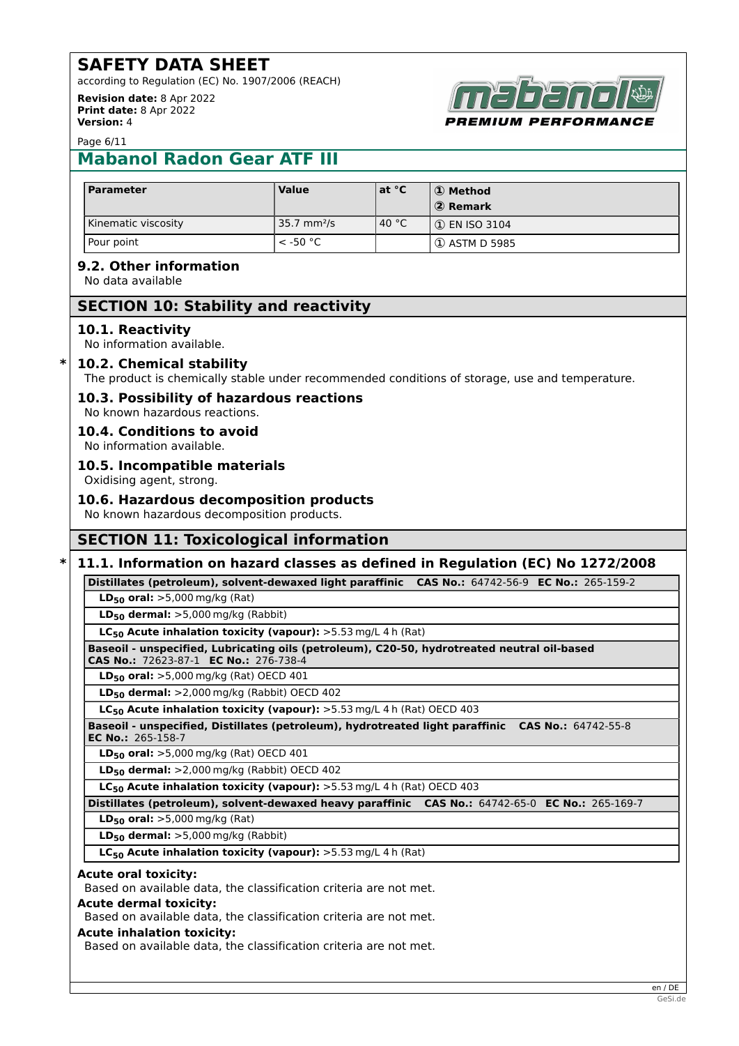## Mabanol Radon Gear ATF III

| Parameter | Value | at °C | ① Method<br>② Remark |
|---|---|---|---|
| Kinematic viscosity | 35.7 mm²/s | 40 °C | ① EN ISO 3104 |
| Pour point | < -50 °C | | ① ASTM D 5985 |

### 9.2. Other information

No data available

## SECTION 10: Stability and reactivity

### 10.1. Reactivity

No information available.

### * 10.2. Chemical stability

The product is chemically stable under recommended conditions of storage, use and temperature.

### 10.3. Possibility of hazardous reactions

No known hazardous reactions.

### 10.4. Conditions to avoid

No information available.

### 10.5. Incompatible materials

Oxidising agent, strong.

### 10.6. Hazardous decomposition products

No known hazardous decomposition products.

## SECTION 11: Toxicological information

### * 11.1. Information on hazard classes as defined in Regulation (EC) No 1272/2008

| **Distillates (petroleum), solvent-dewaxed light paraffinic CAS No.:** 64742-56-9 **EC No.:** 265-159-2 |
|---|
| **$LD_{50}$ oral:** >5,000 mg/kg (Rat) |
| **$LD_{50}$ dermal:** >5,000 mg/kg (Rabbit) |
| **$LC_{50}$ Acute inhalation toxicity (vapour):** >5.53 mg/L 4 h (Rat) |
| **Baseoil - unspecified, Lubricating oils (petroleum), C20-50, hydrotreated neutral oil-based CAS No.:** 72623-87-1 **EC No.:** 276-738-4 |
| **$LD_{50}$ oral:** >5,000 mg/kg (Rat) OECD 401 |
| **$LD_{50}$ dermal:** >2,000 mg/kg (Rabbit) OECD 402 |
| **$LC_{50}$ Acute inhalation toxicity (vapour):** >5.53 mg/L 4 h (Rat) OECD 403 |
| **Baseoil - unspecified, Distillates (petroleum), hydrotreated light paraffinic CAS No.:** 64742-55-8 **EC No.:** 265-158-7 |
| **$LD_{50}$ oral:** >5,000 mg/kg (Rat) OECD 401 |
| **$LD_{50}$ dermal:** >2,000 mg/kg (Rabbit) OECD 402 |
| **$LC_{50}$ Acute inhalation toxicity (vapour):** >5.53 mg/L 4 h (Rat) OECD 403 |
| **Distillates (petroleum), solvent-dewaxed heavy paraffinic CAS No.:** 64742-65-0 **EC No.:** 265-169-7 |
| **$LD_{50}$ oral:** >5,000 mg/kg (Rat) |
| **$LD_{50}$ dermal:** >5,000 mg/kg (Rabbit) |
| **$LC_{50}$ Acute inhalation toxicity (vapour):** >5.53 mg/L 4 h (Rat) |

**Acute oral toxicity:**

Based on available data, the classification criteria are not met.

**Acute dermal toxicity:**

Based on available data, the classification criteria are not met.

**Acute inhalation toxicity:**

Based on available data, the classification criteria are not met.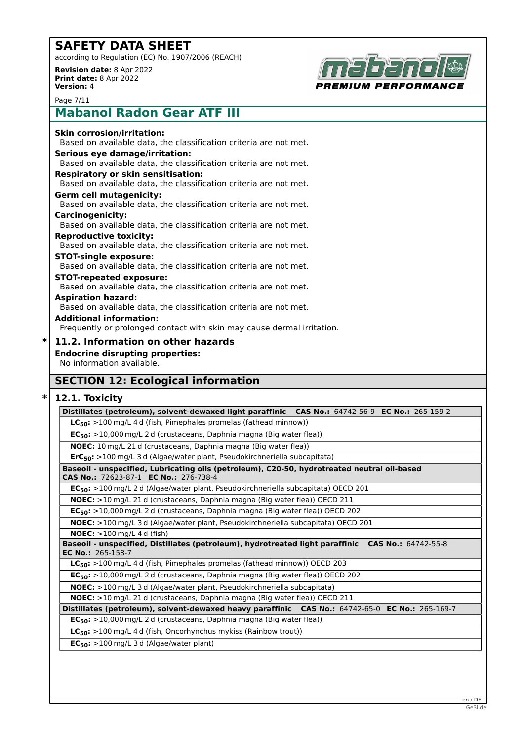**Skin corrosion/irritation:**
Based on available data, the classification criteria are not met.

**Serious eye damage/irritation:**
Based on available data, the classification criteria are not met.

**Respiratory or skin sensitisation:**
Based on available data, the classification criteria are not met.

**Germ cell mutagenicity:**
Based on available data, the classification criteria are not met.

**Carcinogenicity:**
Based on available data, the classification criteria are not met.

**Reproductive toxicity:**
Based on available data, the classification criteria are not met.

**STOT-single exposure:**
Based on available data, the classification criteria are not met.

**STOT-repeated exposure:**
Based on available data, the classification criteria are not met.

**Aspiration hazard:**
Based on available data, the classification criteria are not met.

**Additional information:**
Frequently or prolonged contact with skin may cause dermal irritation.

### * 11.2. Information on other hazards

**Endocrine disrupting properties:**
No information available.

## SECTION 12: Ecological information

### * 12.1. Toxicity

| **Distillates (petroleum), solvent-dewaxed light paraffinic CAS No.:** 64742-56-9 **EC No.:** 265-159-2 |
|---|
| **$LC_{50}$:** >100 mg/L 4 d (fish, Pimephales promelas (fathead minnow)) |
| **$EC_{50}$:** >10,000 mg/L 2 d (crustaceans, Daphnia magna (Big water flea)) |
| **NOEC:** 10 mg/L 21 d (crustaceans, Daphnia magna (Big water flea)) |
| **$ErC_{50}$:** >100 mg/L 3 d (Algae/water plant, Pseudokirchneriella subcapitata) |
| **Baseoil - unspecified, Lubricating oils (petroleum), C20-50, hydrotreated neutral oil-based CAS No.:** 72623-87-1 **EC No.:** 276-738-4 |
| **$EC_{50}$:** >100 mg/L 2 d (Algae/water plant, Pseudokirchneriella subcapitata) OECD 201 |
| **NOEC:** >10 mg/L 21 d (crustaceans, Daphnia magna (Big water flea)) OECD 211 |
| **$EC_{50}$:** >10,000 mg/L 2 d (crustaceans, Daphnia magna (Big water flea)) OECD 202 |
| **NOEC:** >100 mg/L 3 d (Algae/water plant, Pseudokirchneriella subcapitata) OECD 201 |
| **NOEC:** >100 mg/L 4 d (fish) |
| **Baseoil - unspecified, Distillates (petroleum), hydrotreated light paraffinic CAS No.:** 64742-55-8 **EC No.:** 265-158-7 |
| **$LC_{50}$:** >100 mg/L 4 d (fish, Pimephales promelas (fathead minnow)) OECD 203 |
| **$EC_{50}$:** >10,000 mg/L 2 d (crustaceans, Daphnia magna (Big water flea)) OECD 202 |
| **NOEC:** >100 mg/L 3 d (Algae/water plant, Pseudokirchneriella subcapitata) |
| **NOEC:** >10 mg/L 21 d (crustaceans, Daphnia magna (Big water flea)) OECD 211 |
| **Distillates (petroleum), solvent-dewaxed heavy paraffinic CAS No.:** 64742-65-0 **EC No.:** 265-169-7 |
| **$EC_{50}$:** >10,000 mg/L 2 d (crustaceans, Daphnia magna (Big water flea)) |
| **$LC_{50}$:** >100 mg/L 4 d (fish, Oncorhynchus mykiss (Rainbow trout)) |
| **$EC_{50}$:** >100 mg/L 3 d (Algae/water plant) |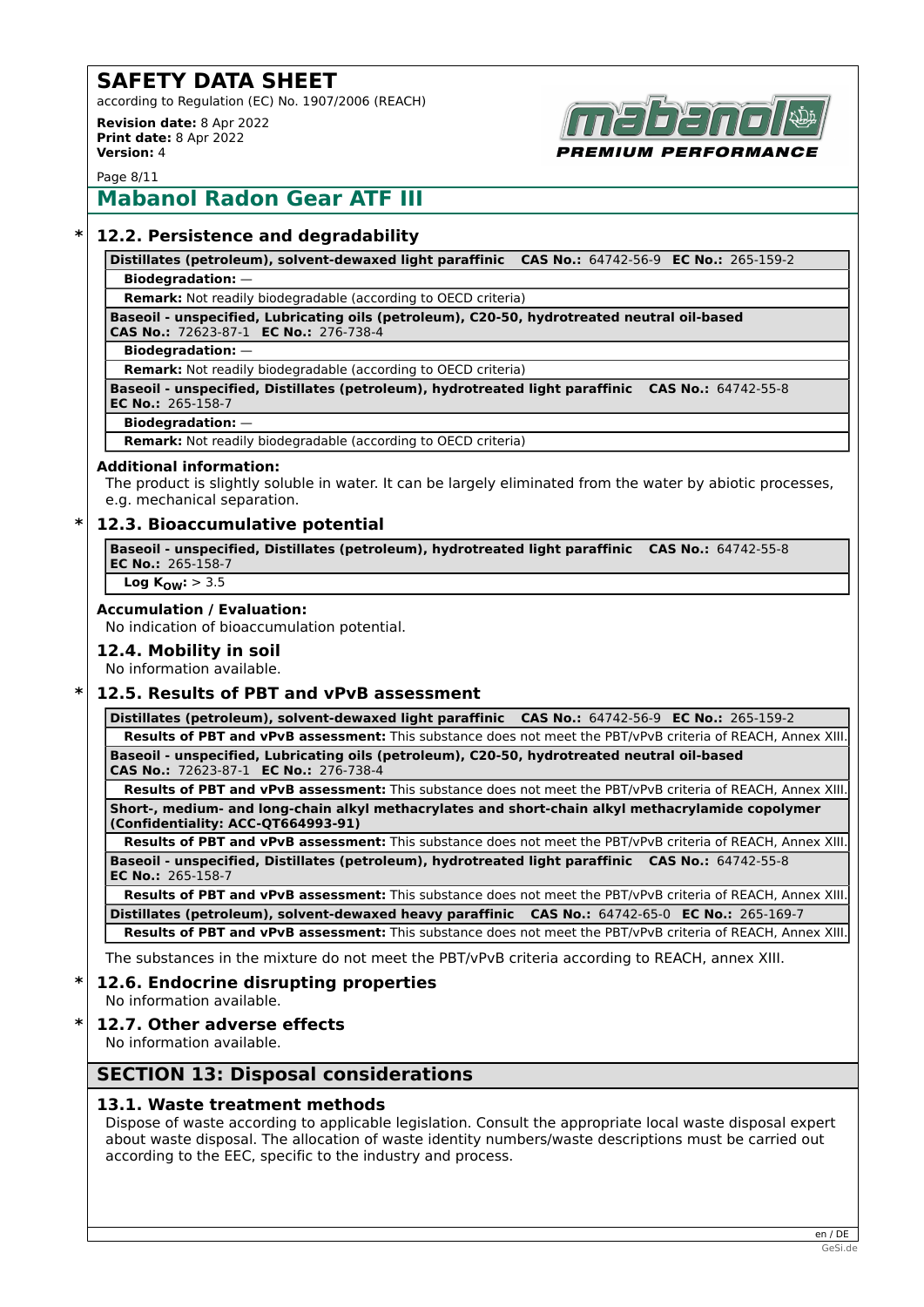## * 12.2. Persistence and degradability

| **Distillates (petroleum), solvent-dewaxed light paraffinic** **CAS No.:** 64742-56-9 **EC No.:** 265-159-2 |
|---|
| **Biodegradation:** — |
| **Remark:** Not readily biodegradable (according to OECD criteria) |
| **Baseoil - unspecified, Lubricating oils (petroleum), C20-50, hydrotreated neutral oil-based** **CAS No.:** 72623-87-1 **EC No.:** 276-738-4 |
| **Biodegradation:** — |
| **Remark:** Not readily biodegradable (according to OECD criteria) |
| **Baseoil - unspecified, Distillates (petroleum), hydrotreated light paraffinic** **CAS No.:** 64742-55-8 **EC No.:** 265-158-7 |
| **Biodegradation:** — |
| **Remark:** Not readily biodegradable (according to OECD criteria) |

**Additional information:**

The product is slightly soluble in water. It can be largely eliminated from the water by abiotic processes, e.g. mechanical separation.

## * 12.3. Bioaccumulative potential

| **Baseoil - unspecified, Distillates (petroleum), hydrotreated light paraffinic** **CAS No.:** 64742-55-8 **EC No.:** 265-158-7 |
|---|
| **Log $K_{OW}$:** > 3.5 |

**Accumulation / Evaluation:**

No indication of bioaccumulation potential.

## 12.4. Mobility in soil

No information available.

## * 12.5. Results of PBT and vPvB assessment

| **Distillates (petroleum), solvent-dewaxed light paraffinic** **CAS No.:** 64742-56-9 **EC No.:** 265-159-2 |
|---|
| **Results of PBT and vPvB assessment:** This substance does not meet the PBT/vPvB criteria of REACH, Annex XIII. |
| **Baseoil - unspecified, Lubricating oils (petroleum), C20-50, hydrotreated neutral oil-based** **CAS No.:** 72623-87-1 **EC No.:** 276-738-4 |
| **Results of PBT and vPvB assessment:** This substance does not meet the PBT/vPvB criteria of REACH, Annex XIII. |
| **Short-, medium- and long-chain alkyl methacrylates and short-chain alkyl methacrylamide copolymer (Confidentiality: ACC-QT664993-91)** |
| **Results of PBT and vPvB assessment:** This substance does not meet the PBT/vPvB criteria of REACH, Annex XIII. |
| **Baseoil - unspecified, Distillates (petroleum), hydrotreated light paraffinic** **CAS No.:** 64742-55-8 **EC No.:** 265-158-7 |
| **Results of PBT and vPvB assessment:** This substance does not meet the PBT/vPvB criteria of REACH, Annex XIII. |
| **Distillates (petroleum), solvent-dewaxed heavy paraffinic** **CAS No.:** 64742-65-0 **EC No.:** 265-169-7 |
| **Results of PBT and vPvB assessment:** This substance does not meet the PBT/vPvB criteria of REACH, Annex XIII. |

The substances in the mixture do not meet the PBT/vPvB criteria according to REACH, annex XIII.

## * 12.6. Endocrine disrupting properties

No information available.

## * 12.7. Other adverse effects

No information available.

# SECTION 13: Disposal considerations

## 13.1. Waste treatment methods

Dispose of waste according to applicable legislation. Consult the appropriate local waste disposal expert about waste disposal. The allocation of waste identity numbers/waste descriptions must be carried out according to the EEC, specific to the industry and process.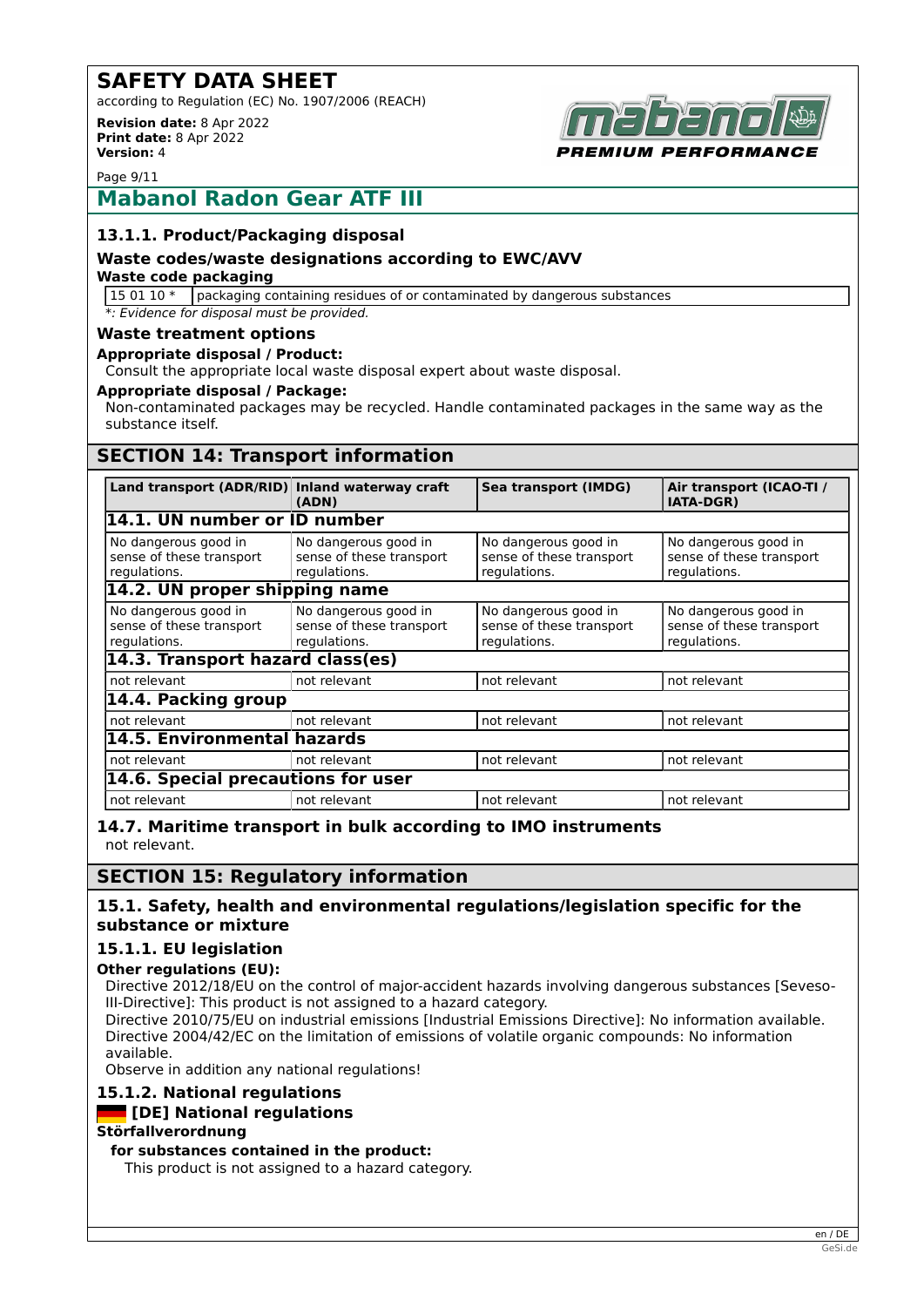## Mabanol Radon Gear ATF III

### 13.1.1. Product/Packaging disposal

#### Waste codes/waste designations according to EWC/AVV

**Waste code packaging**

| 15 01 10 * | packaging containing residues of or contaminated by dangerous substances |
|---|---|

*\*: Evidence for disposal must be provided.*

#### Waste treatment options

**Appropriate disposal / Product:**

Consult the appropriate local waste disposal expert about waste disposal.

**Appropriate disposal / Package:**

Non-contaminated packages may be recycled. Handle contaminated packages in the same way as the substance itself.

## SECTION 14: Transport information

| Land transport (ADR/RID) | Inland waterway craft (ADN) | Sea transport (IMDG) | Air transport (ICAO-TI / IATA-DGR) |
|---|---|---|---|
| **14.1. UN number or ID number** | | | |
| No dangerous good in sense of these transport regulations. | No dangerous good in sense of these transport regulations. | No dangerous good in sense of these transport regulations. | No dangerous good in sense of these transport regulations. |
| **14.2. UN proper shipping name** | | | |
| No dangerous good in sense of these transport regulations. | No dangerous good in sense of these transport regulations. | No dangerous good in sense of these transport regulations. | No dangerous good in sense of these transport regulations. |
| **14.3. Transport hazard class(es)** | | | |
| not relevant | not relevant | not relevant | not relevant |
| **14.4. Packing group** | | | |
| not relevant | not relevant | not relevant | not relevant |
| **14.5. Environmental hazards** | | | |
| not relevant | not relevant | not relevant | not relevant |
| **14.6. Special precautions for user** | | | |
| not relevant | not relevant | not relevant | not relevant |

### 14.7. Maritime transport in bulk according to IMO instruments

not relevant.

## SECTION 15: Regulatory information

### 15.1. Safety, health and environmental regulations/legislation specific for the substance or mixture

### 15.1.1. EU legislation

**Other regulations (EU):**

Directive 2012/18/EU on the control of major-accident hazards involving dangerous substances [Seveso-III-Directive]: This product is not assigned to a hazard category.
Directive 2010/75/EU on industrial emissions [Industrial Emissions Directive]: No information available.
Directive 2004/42/EC on the limitation of emissions of volatile organic compounds: No information available.
Observe in addition any national regulations!

### 15.1.2. National regulations

#### [DE] National regulations

**Störfallverordnung**

**for substances contained in the product:**

This product is not assigned to a hazard category.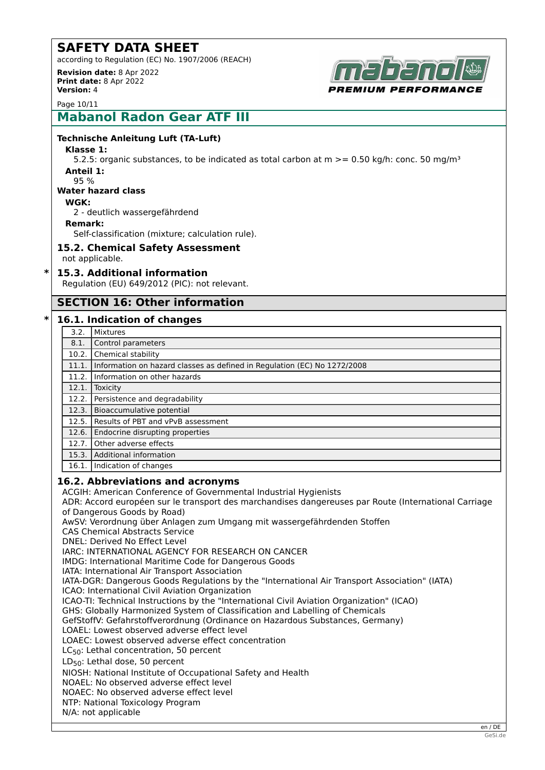**Technische Anleitung Luft (TA-Luft)**

**Klasse 1:**

5.2.5: organic substances, to be indicated as total carbon at m >= 0.50 kg/h: conc. 50 mg/m³

**Anteil 1:**

95 %

**Water hazard class**

**WGK:**

2 - deutlich wassergefährdend

**Remark:**

Self-classification (mixture; calculation rule).

### 15.2. Chemical Safety Assessment

not applicable.

### * 15.3. Additional information

Regulation (EU) 649/2012 (PIC): not relevant.

## SECTION 16: Other information

### * 16.1. Indication of changes

| | |
|---|---|
| 3.2. | Mixtures |
| 8.1. | Control parameters |
| 10.2. | Chemical stability |
| 11.1. | Information on hazard classes as defined in Regulation (EC) No 1272/2008 |
| 11.2. | Information on other hazards |
| 12.1. | Toxicity |
| 12.2. | Persistence and degradability |
| 12.3. | Bioaccumulative potential |
| 12.5. | Results of PBT and vPvB assessment |
| 12.6. | Endocrine disrupting properties |
| 12.7. | Other adverse effects |
| 15.3. | Additional information |
| 16.1. | Indication of changes |

### 16.2. Abbreviations and acronyms

ACGIH: American Conference of Governmental Industrial Hygienists
ADR: Accord européen sur le transport des marchandises dangereuses par Route (International Carriage of Dangerous Goods by Road)
AwSV: Verordnung über Anlagen zum Umgang mit wassergefährdenden Stoffen
CAS Chemical Abstracts Service
DNEL: Derived No Effect Level
IARC: INTERNATIONAL AGENCY FOR RESEARCH ON CANCER
IMDG: International Maritime Code for Dangerous Goods
IATA: International Air Transport Association
IATA-DGR: Dangerous Goods Regulations by the "International Air Transport Association" (IATA)
ICAO: International Civil Aviation Organization
ICAO-TI: Technical Instructions by the "International Civil Aviation Organization" (ICAO)
GHS: Globally Harmonized System of Classification and Labelling of Chemicals
GefStoffV: Gefahrstoffverordnung (Ordinance on Hazardous Substances, Germany)
LOAEL: Lowest observed adverse effect level
LOAEC: Lowest observed adverse effect concentration
$LC_{50}$: Lethal concentration, 50 percent
$LD_{50}$: Lethal dose, 50 percent
NIOSH: National Institute of Occupational Safety and Health
NOAEL: No observed adverse effect level
NOAEC: No observed adverse effect level
NTP: National Toxicology Program
N/A: not applicable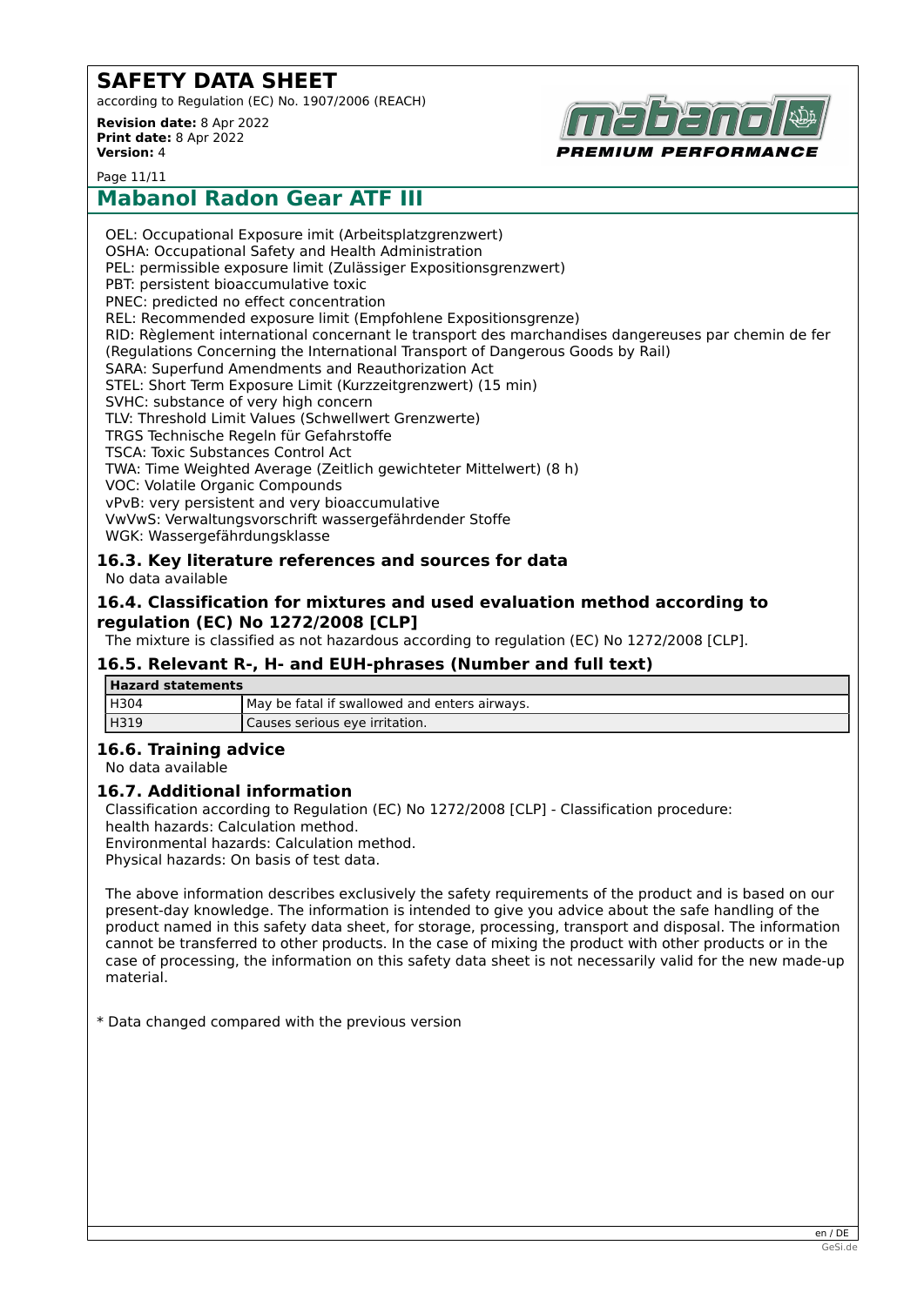OEL: Occupational Exposure imit (Arbeitsplatzgrenzwert)
OSHA: Occupational Safety and Health Administration
PEL: permissible exposure limit (Zulässiger Expositionsgrenzwert)
PBT: persistent bioaccumulative toxic
PNEC: predicted no effect concentration
REL: Recommended exposure limit (Empfohlene Expositionsgrenze)
RID: Règlement international concernant le transport des marchandises dangereuses par chemin de fer (Regulations Concerning the International Transport of Dangerous Goods by Rail)
SARA: Superfund Amendments and Reauthorization Act
STEL: Short Term Exposure Limit (Kurzzeitgrenzwert) (15 min)
SVHC: substance of very high concern
TLV: Threshold Limit Values (Schwellwert Grenzwerte)
TRGS Technische Regeln für Gefahrstoffe
TSCA: Toxic Substances Control Act
TWA: Time Weighted Average (Zeitlich gewichteter Mittelwert) (8 h)
VOC: Volatile Organic Compounds
vPvB: very persistent and very bioaccumulative
VwVwS: Verwaltungsvorschrift wassergefährdender Stoffe
WGK: Wassergefährdungsklasse

### 16.3. Key literature references and sources for data

No data available

### 16.4. Classification for mixtures and used evaluation method according to regulation (EC) No 1272/2008 [CLP]

The mixture is classified as not hazardous according to regulation (EC) No 1272/2008 [CLP].

### 16.5. Relevant R-, H- and EUH-phrases (Number and full text)

| **Hazard statements** | |
|---|---|
| H304 | May be fatal if swallowed and enters airways. |
| H319 | Causes serious eye irritation. |

### 16.6. Training advice

No data available

### 16.7. Additional information

Classification according to Regulation (EC) No 1272/2008 [CLP] - Classification procedure:
health hazards: Calculation method.
Environmental hazards: Calculation method.
Physical hazards: On basis of test data.

The above information describes exclusively the safety requirements of the product and is based on our present-day knowledge. The information is intended to give you advice about the safe handling of the product named in this safety data sheet, for storage, processing, transport and disposal. The information cannot be transferred to other products. In the case of mixing the product with other products or in the case of processing, the information on this safety data sheet is not necessarily valid for the new made-up material.

* Data changed compared with the previous version